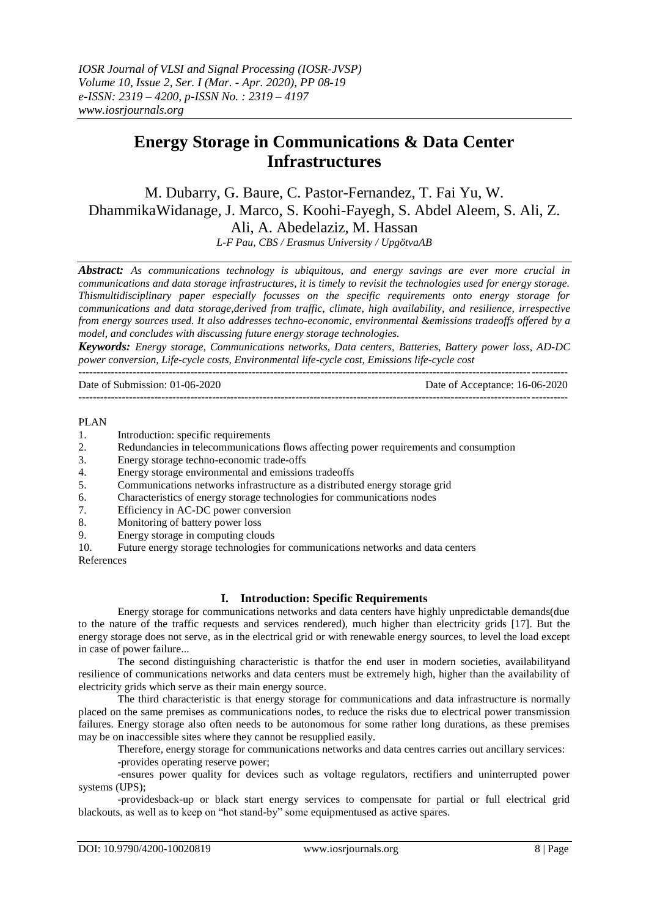# Energy Storage in Communications & Data Center Infrastructures

M. Dubarry, G. Baure, C. Pastor-Fernandez, T. Fai Yu, W. DhammikaWidanage, J. Marco, S. Koohi-Fayegh, S. Abdel Aleem, S. Ali, Z. Ali, A. Abedelaziz, M. Hassan

*L-F Pau, CBS / Erasmus University / UpgötvaAB*

***Abstract:*** *As communications technology is ubiquitous, and energy savings are ever more crucial in communications and data storage infrastructures, it is timely to revisit the technologies used for energy storage. Thismultidisciplinary paper especially focusses on the specific requirements onto energy storage for communications and data storage,derived from traffic, climate, high availability, and resilience, irrespective from energy sources used. It also addresses techno-economic, environmental &emissions tradeoffs offered by a model, and concludes with discussing future energy storage technologies.*

***Keywords:*** *Energy storage, Communications networks, Data centers, Batteries, Battery power loss, AD-DC power conversion, Life-cycle costs, Environmental life-cycle cost, Emissions life-cycle cost*

---

Date of Submission: 01-06-2020 Date of Acceptance: 16-06-2020

---

PLAN

1. Introduction: specific requirements
2. Redundancies in telecommunications flows affecting power requirements and consumption
3. Energy storage techno-economic trade-offs
4. Energy storage environmental and emissions tradeoffs
5. Communications networks infrastructure as a distributed energy storage grid
6. Characteristics of energy storage technologies for communications nodes
7. Efficiency in AC-DC power conversion
8. Monitoring of battery power loss
9. Energy storage in computing clouds
10. Future energy storage technologies for communications networks and data centers

References

## I. Introduction: Specific Requirements

Energy storage for communications networks and data centers have highly unpredictable demands(due to the nature of the traffic requests and services rendered), much higher than electricity grids [17]. But the energy storage does not serve, as in the electrical grid or with renewable energy sources, to level the load except in case of power failure...

The second distinguishing characteristic is thatfor the end user in modern societies, availabilityand resilience of communications networks and data centers must be extremely high, higher than the availability of electricity grids which serve as their main energy source.

The third characteristic is that energy storage for communications and data infrastructure is normally placed on the same premises as communications nodes, to reduce the risks due to electrical power transmission failures. Energy storage also often needs to be autonomous for some rather long durations, as these premises may be on inaccessible sites where they cannot be resupplied easily.

Therefore, energy storage for communications networks and data centres carries out ancillary services:

-provides operating reserve power;

-ensures power quality for devices such as voltage regulators, rectifiers and uninterrupted power systems (UPS);

-providesback-up or black start energy services to compensate for partial or full electrical grid blackouts, as well as to keep on "hot stand-by" some equipmentused as active spares.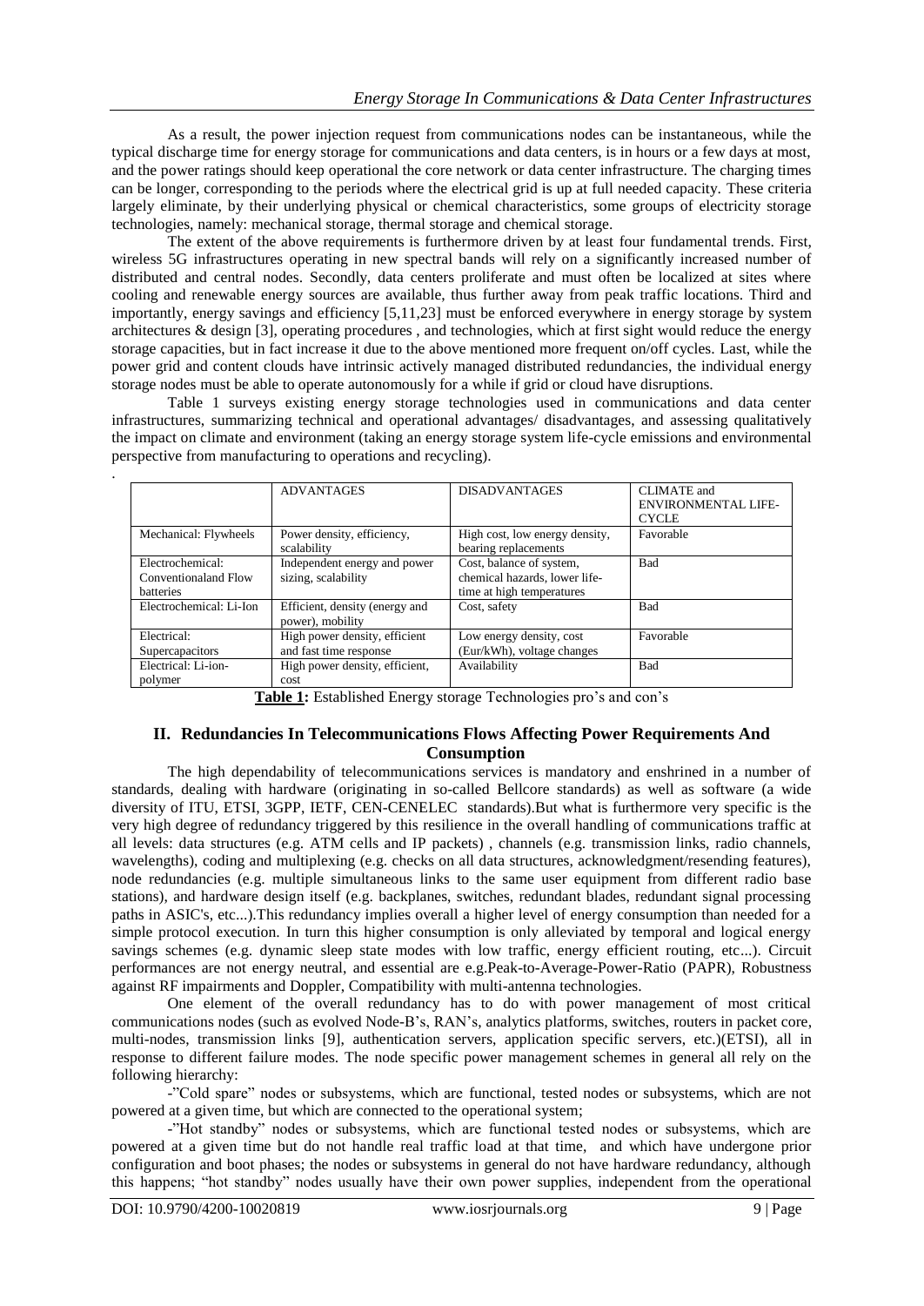As a result, the power injection request from communications nodes can be instantaneous, while the typical discharge time for energy storage for communications and data centers, is in hours or a few days at most, and the power ratings should keep operational the core network or data center infrastructure. The charging times can be longer, corresponding to the periods where the electrical grid is up at full needed capacity. These criteria largely eliminate, by their underlying physical or chemical characteristics, some groups of electricity storage technologies, namely: mechanical storage, thermal storage and chemical storage.

The extent of the above requirements is furthermore driven by at least four fundamental trends. First, wireless 5G infrastructures operating in new spectral bands will rely on a significantly increased number of distributed and central nodes. Secondly, data centers proliferate and must often be localized at sites where cooling and renewable energy sources are available, thus further away from peak traffic locations. Third and importantly, energy savings and efficiency [5,11,23] must be enforced everywhere in energy storage by system architectures & design [3], operating procedures , and technologies, which at first sight would reduce the energy storage capacities, but in fact increase it due to the above mentioned more frequent on/off cycles. Last, while the power grid and content clouds have intrinsic actively managed distributed redundancies, the individual energy storage nodes must be able to operate autonomously for a while if grid or cloud have disruptions.

Table 1 surveys existing energy storage technologies used in communications and data center infrastructures, summarizing technical and operational advantages/ disadvantages, and assessing qualitatively the impact on climate and environment (taking an energy storage system life-cycle emissions and environmental perspective from manufacturing to operations and recycling).

| | ADVANTAGES | DISADVANTAGES | CLIMATE and ENVIRONMENTAL LIFE-CYCLE |
|---|---|---|---|
| Mechanical: Flywheels | Power density, efficiency, scalability | High cost, low energy density, bearing replacements | Favorable |
| Electrochemical: Conventionaland Flow batteries | Independent energy and power sizing, scalability | Cost, balance of system, chemical hazards, lower life-time at high temperatures | Bad |
| Electrochemical: Li-Ion | Efficient, density (energy and power), mobility | Cost, safety | Bad |
| Electrical: Supercapacitors | High power density, efficient and fast time response | Low energy density, cost (Eur/kWh), voltage changes | Favorable |
| Electrical: Li-ion-polymer | High power density, efficient, cost | Availability | Bad |

**Table 1:** Established Energy storage Technologies pro's and con's

## II. Redundancies In Telecommunications Flows Affecting Power Requirements And Consumption

The high dependability of telecommunications services is mandatory and enshrined in a number of standards, dealing with hardware (originating in so-called Bellcore standards) as well as software (a wide diversity of ITU, ETSI, 3GPP, IETF, CEN-CENELEC standards).But what is furthermore very specific is the very high degree of redundancy triggered by this resilience in the overall handling of communications traffic at all levels: data structures (e.g. ATM cells and IP packets) , channels (e.g. transmission links, radio channels, wavelengths), coding and multiplexing (e.g. checks on all data structures, acknowledgment/resending features), node redundancies (e.g. multiple simultaneous links to the same user equipment from different radio base stations), and hardware design itself (e.g. backplanes, switches, redundant blades, redundant signal processing paths in ASIC's, etc...).This redundancy implies overall a higher level of energy consumption than needed for a simple protocol execution. In turn this higher consumption is only alleviated by temporal and logical energy savings schemes (e.g. dynamic sleep state modes with low traffic, energy efficient routing, etc...). Circuit performances are not energy neutral, and essential are e.g.Peak-to-Average-Power-Ratio (PAPR), Robustness against RF impairments and Doppler, Compatibility with multi-antenna technologies.

One element of the overall redundancy has to do with power management of most critical communications nodes (such as evolved Node-B's, RAN's, analytics platforms, switches, routers in packet core, multi-nodes, transmission links [9], authentication servers, application specific servers, etc.)(ETSI), all in response to different failure modes. The node specific power management schemes in general all rely on the following hierarchy:

-"Cold spare" nodes or subsystems, which are functional, tested nodes or subsystems, which are not powered at a given time, but which are connected to the operational system;

-"Hot standby" nodes or subsystems, which are functional tested nodes or subsystems, which are powered at a given time but do not handle real traffic load at that time, and which have undergone prior configuration and boot phases; the nodes or subsystems in general do not have hardware redundancy, although this happens; "hot standby" nodes usually have their own power supplies, independent from the operational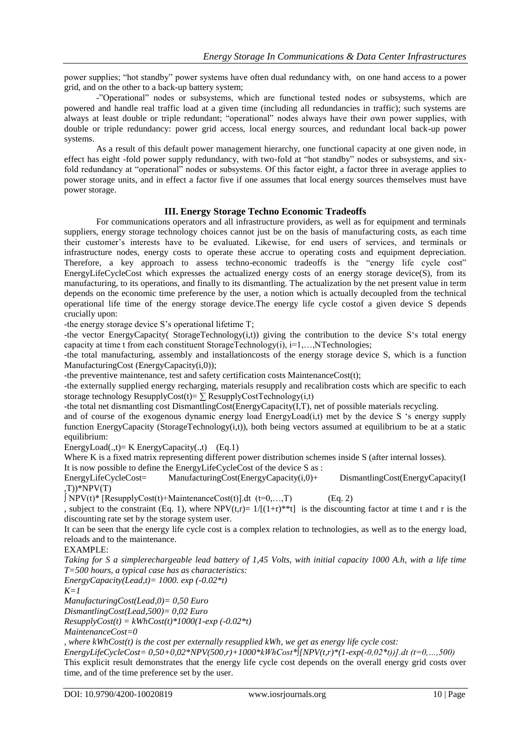power supplies; "hot standby" power systems have often dual redundancy with, on one hand access to a power grid, and on the other to a back-up battery system;

-"Operational" nodes or subsystems, which are functional tested nodes or subsystems, which are powered and handle real traffic load at a given time (including all redundancies in traffic); such systems are always at least double or triple redundant; "operational" nodes always have their own power supplies, with double or triple redundancy: power grid access, local energy sources, and redundant local back-up power systems.

As a result of this default power management hierarchy, one functional capacity at one given node, in effect has eight -fold power supply redundancy, with two-fold at "hot standby" nodes or subsystems, and six-fold redundancy at "operational" nodes or subsystems. Of this factor eight, a factor three in average applies to power storage units, and in effect a factor five if one assumes that local energy sources themselves must have power storage.

## III. Energy Storage Techno Economic Tradeoffs

For communications operators and all infrastructure providers, as well as for equipment and terminals suppliers, energy storage technology choices cannot just be on the basis of manufacturing costs, as each time their customer's interests have to be evaluated. Likewise, for end users of services, and terminals or infrastructure nodes, energy costs to operate these accrue to operating costs and equipment depreciation. Therefore, a key approach to assess techno-economic tradeoffs is the "energy life cycle cost" EnergyLifeCycleCost which expresses the actualized energy costs of an energy storage device(S), from its manufacturing, to its operations, and finally to its dismantling. The actualization by the net present value in term depends on the economic time preference by the user, a notion which is actually decoupled from the technical operational life time of the energy storage device.The energy life cycle costof a given device S depends crucially upon:

-the energy storage device S's operational lifetime T;

-the vector EnergyCapacity( StorageTechnology(i,t)) giving the contribution to the device S's total energy capacity at time t from each constituent StorageTechnology(i), i=1,…,NTechnologies;

-the total manufacturing, assembly and installationcosts of the energy storage device S, which is a function ManufacturingCost (EnergyCapacity(i,0));

-the preventive maintenance, test and safety certification costs MaintenanceCost(t);

-the externally supplied energy recharging, materials resupply and recalibration costs which are specific to each storage technology ResupplyCost(t)= ∑ ResupplyCostTechnology(i,t)

-the total net dismantling cost DismantlingCost(EnergyCapacity(I,T), net of possible materials recycling.

and of course of the exogenous dynamic energy load EnergyLoad(i,t) met by the device S 's energy supply function EnergyCapacity (StorageTechnology(i,t)), both being vectors assumed at equilibrium to be at a static equilibrium:

EnergyLoad(.,t)= K EnergyCapacity(.,t) (Eq.1)

Where K is a fixed matrix representing different power distribution schemes inside S (after internal losses).

It is now possible to define the EnergyLifeCycleCost of the device S as :

EnergyLifeCycleCost= ManufacturingCost(EnergyCapacity(i,0)+ DismantlingCost(EnergyCapacity(I,T))*NPV(T)

∫ NPV(t)* [ResupplyCost(t)+MaintenanceCost(t)].dt (t=0,…,T) (Eq. 2)

, subject to the constraint (Eq. 1), where NPV(t,r)= 1/[(1+r)**t] is the discounting factor at time t and r is the discounting rate set by the storage system user.

It can be seen that the energy life cycle cost is a complex relation to technologies, as well as to the energy load, reloads and to the maintenance.

EXAMPLE:

*Taking for S a simplerechargeable lead battery of 1,45 Volts, with initial capacity 1000 A.h, with a life time T=500 hours, a typical case has as characteristics:*

*EnergyCapacity(Lead,t)= 1000. exp (-0.02*t)*

*K=1*

*ManufacturingCost(Lead,0)= 0,50 Euro*

*DismantlingCost(Lead,500)= 0,02 Euro*

*ResupplyCost(t) = kWhCost(t)*1000(1-exp (-0.02*t)*

*MaintenanceCost=0*

*, where kWhCost(t) is the cost per externally resupplied kWh, we get as energy life cycle cost:*

*EnergyLifeCycleCost= 0,50+0,02*NPV(500,r)+1000*kWhCost*∫[NPV(t,r)*(1-exp(-0,02*t))].dt (t=0,…,500)*

This explicit result demonstrates that the energy life cycle cost depends on the overall energy grid costs over time, and of the time preference set by the user.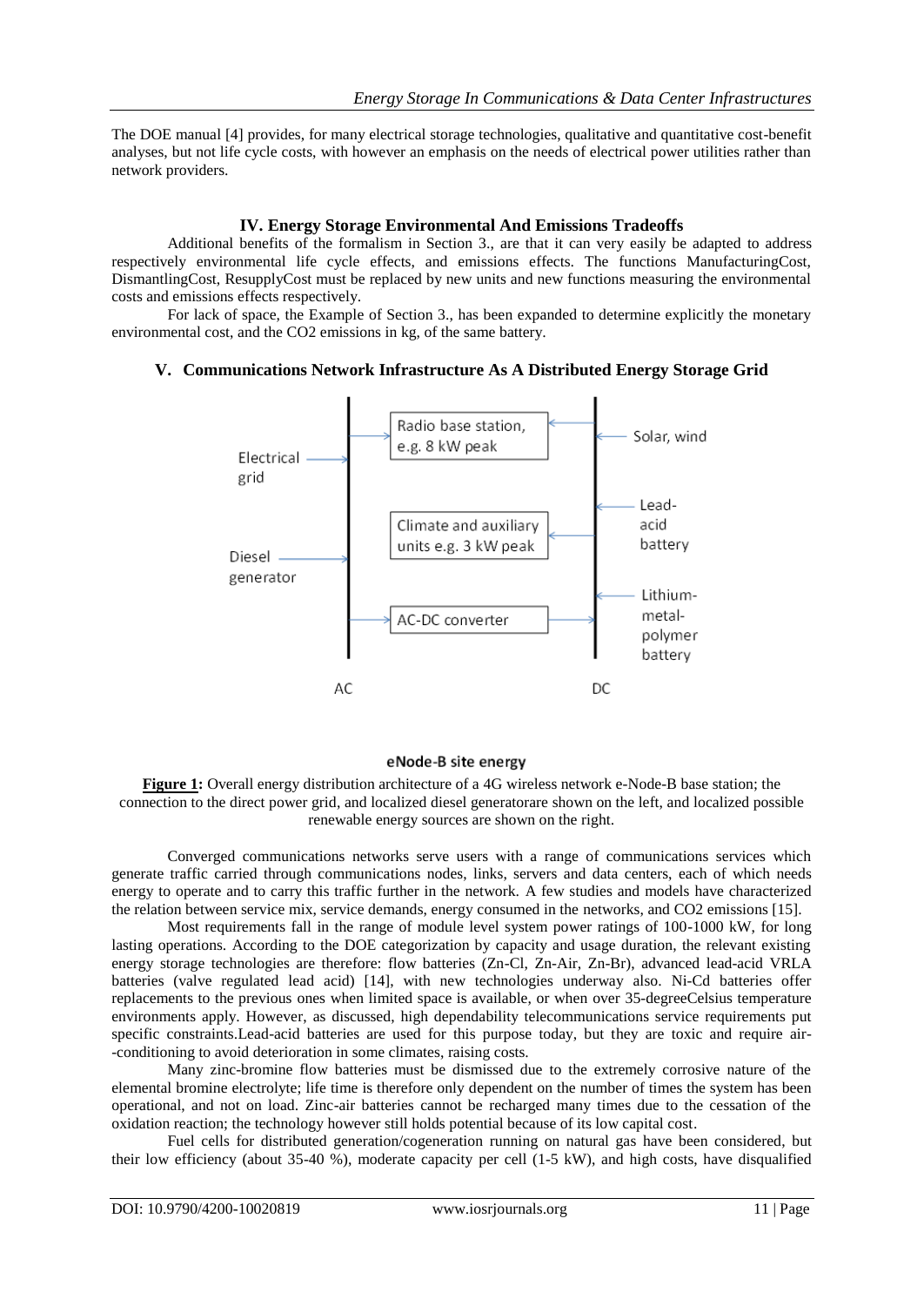The DOE manual [4] provides, for many electrical storage technologies, qualitative and quantitative cost-benefit analyses, but not life cycle costs, with however an emphasis on the needs of electrical power utilities rather than network providers.

## IV. Energy Storage Environmental And Emissions Tradeoffs

Additional benefits of the formalism in Section 3., are that it can very easily be adapted to address respectively environmental life cycle effects, and emissions effects. The functions ManufacturingCost, DismantlingCost, ResupplyCost must be replaced by new units and new functions measuring the environmental costs and emissions effects respectively.

For lack of space, the Example of Section 3., has been expanded to determine explicitly the monetary environmental cost, and the $CO_2$ emissions in kg, of the same battery.

## V. Communications Network Infrastructure As A Distributed Energy Storage Grid

Radio base station, e.g. 8 kW peak

Climate and auxiliary units e.g. 3 kW peak

AC-DC converter

Electrical grid

Diesel generator

Solar, wind

Lead-acid battery

Lithium-metal-polymer battery

AC

DC

eNode-B site energy

**Figure 1:** Overall energy distribution architecture of a 4G wireless network e-Node-B base station; the connection to the direct power grid, and localized diesel generatorare shown on the left, and localized possible renewable energy sources are shown on the right.

Converged communications networks serve users with a range of communications services which generate traffic carried through communications nodes, links, servers and data centers, each of which needs energy to operate and to carry this traffic further in the network. A few studies and models have characterized the relation between service mix, service demands, energy consumed in the networks, and $CO_2$ emissions [15].

Most requirements fall in the range of module level system power ratings of 100-1000 kW, for long lasting operations. According to the DOE categorization by capacity and usage duration, the relevant existing energy storage technologies are therefore: flow batteries (Zn-Cl, Zn-Air, Zn-Br), advanced lead-acid VRLA batteries (valve regulated lead acid) [14], with new technologies underway also. Ni-Cd batteries offer replacements to the previous ones when limited space is available, or when over 35-degreeCelsius temperature environments apply. However, as discussed, high dependability telecommunications service requirements put specific constraints.Lead-acid batteries are used for this purpose today, but they are toxic and require air--conditioning to avoid deterioration in some climates, raising costs.

Many zinc-bromine flow batteries must be dismissed due to the extremely corrosive nature of the elemental bromine electrolyte; life time is therefore only dependent on the number of times the system has been operational, and not on load. Zinc-air batteries cannot be recharged many times due to the cessation of the oxidation reaction; the technology however still holds potential because of its low capital cost.

Fuel cells for distributed generation/cogeneration running on natural gas have been considered, but their low efficiency (about 35-40 %), moderate capacity per cell (1-5 kW), and high costs, have disqualified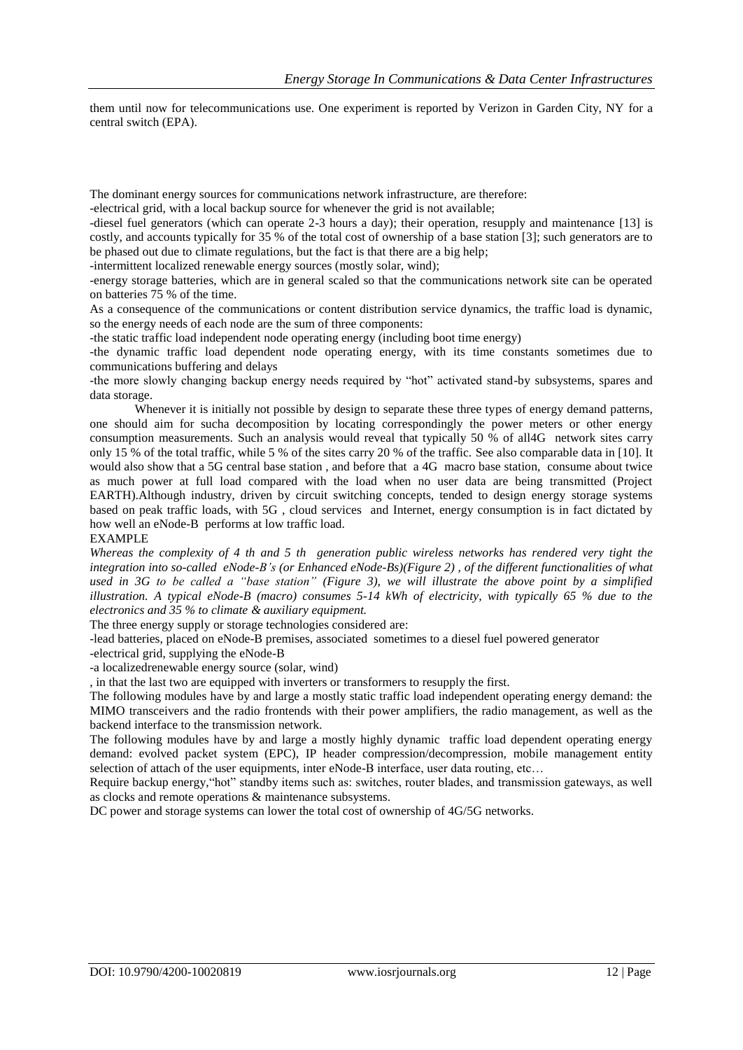them until now for telecommunications use. One experiment is reported by Verizon in Garden City, NY for a central switch (EPA).

The dominant energy sources for communications network infrastructure, are therefore:

-electrical grid, with a local backup source for whenever the grid is not available;

-diesel fuel generators (which can operate 2-3 hours a day); their operation, resupply and maintenance [13] is costly, and accounts typically for 35 % of the total cost of ownership of a base station [3]; such generators are to be phased out due to climate regulations, but the fact is that there are a big help;

-intermittent localized renewable energy sources (mostly solar, wind);

-energy storage batteries, which are in general scaled so that the communications network site can be operated on batteries 75 % of the time.

As a consequence of the communications or content distribution service dynamics, the traffic load is dynamic, so the energy needs of each node are the sum of three components:

-the static traffic load independent node operating energy (including boot time energy)

-the dynamic traffic load dependent node operating energy, with its time constants sometimes due to communications buffering and delays

-the more slowly changing backup energy needs required by "hot" activated stand-by subsystems, spares and data storage.

Whenever it is initially not possible by design to separate these three types of energy demand patterns, one should aim for sucha decomposition by locating correspondingly the power meters or other energy consumption measurements. Such an analysis would reveal that typically 50 % of all4G network sites carry only 15 % of the total traffic, while 5 % of the sites carry 20 % of the traffic. See also comparable data in [10]. It would also show that a 5G central base station , and before that a 4G macro base station, consume about twice as much power at full load compared with the load when no user data are being transmitted (Project EARTH).Although industry, driven by circuit switching concepts, tended to design energy storage systems based on peak traffic loads, with 5G , cloud services and Internet, energy consumption is in fact dictated by how well an eNode-B performs at low traffic load.

EXAMPLE

*Whereas the complexity of 4 th and 5 th generation public wireless networks has rendered very tight the integration into so-called eNode-B's (or Enhanced eNode-Bs)(Figure 2) , of the different functionalities of what used in 3G to be called a "base station" (Figure 3), we will illustrate the above point by a simplified illustration. A typical eNode-B (macro) consumes 5-14 kWh of electricity, with typically 65 % due to the electronics and 35 % to climate & auxiliary equipment.*

The three energy supply or storage technologies considered are:

-lead batteries, placed on eNode-B premises, associated sometimes to a diesel fuel powered generator

-electrical grid, supplying the eNode-B

-a localizedrenewable energy source (solar, wind)

, in that the last two are equipped with inverters or transformers to resupply the first.

The following modules have by and large a mostly static traffic load independent operating energy demand: the MIMO transceivers and the radio frontends with their power amplifiers, the radio management, as well as the backend interface to the transmission network.

The following modules have by and large a mostly highly dynamic traffic load dependent operating energy demand: evolved packet system (EPC), IP header compression/decompression, mobile management entity selection of attach of the user equipments, inter eNode-B interface, user data routing, etc…

Require backup energy,"hot" standby items such as: switches, router blades, and transmission gateways, as well as clocks and remote operations & maintenance subsystems.

DC power and storage systems can lower the total cost of ownership of 4G/5G networks.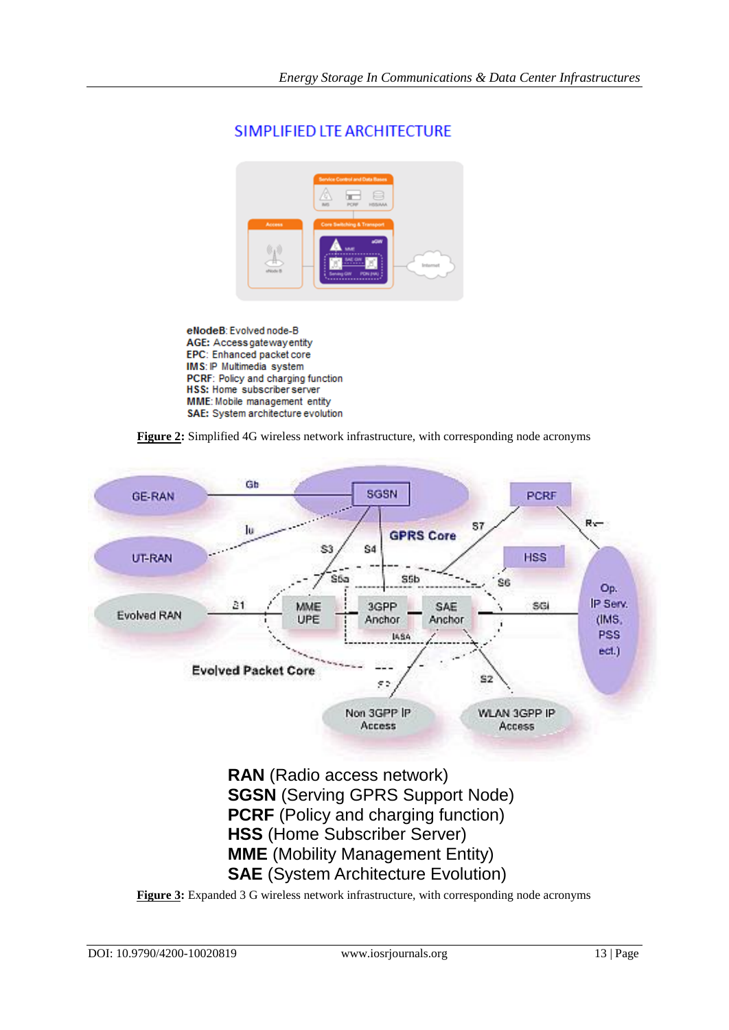SIMPLIFIED LTE ARCHITECTURE

eNodeB: Evolved node-B
AGE: Access gateway entity
EPC: Enhanced packet core
IMS: IP Multimedia system
PCRF: Policy and charging function
HSS: Home subscriber server
MME: Mobile management entity
SAE: System architecture evolution

**Figure 2:** Simplified 4G wireless network infrastructure, with corresponding node acronyms

**RAN** (Radio access network)
**SGSN** (Serving GPRS Support Node)
**PCRF** (Policy and charging function)
**HSS** (Home Subscriber Server)
**MME** (Mobility Management Entity)
**SAE** (System Architecture Evolution)

**Figure 3:** Expanded 3 G wireless network infrastructure, with corresponding node acronyms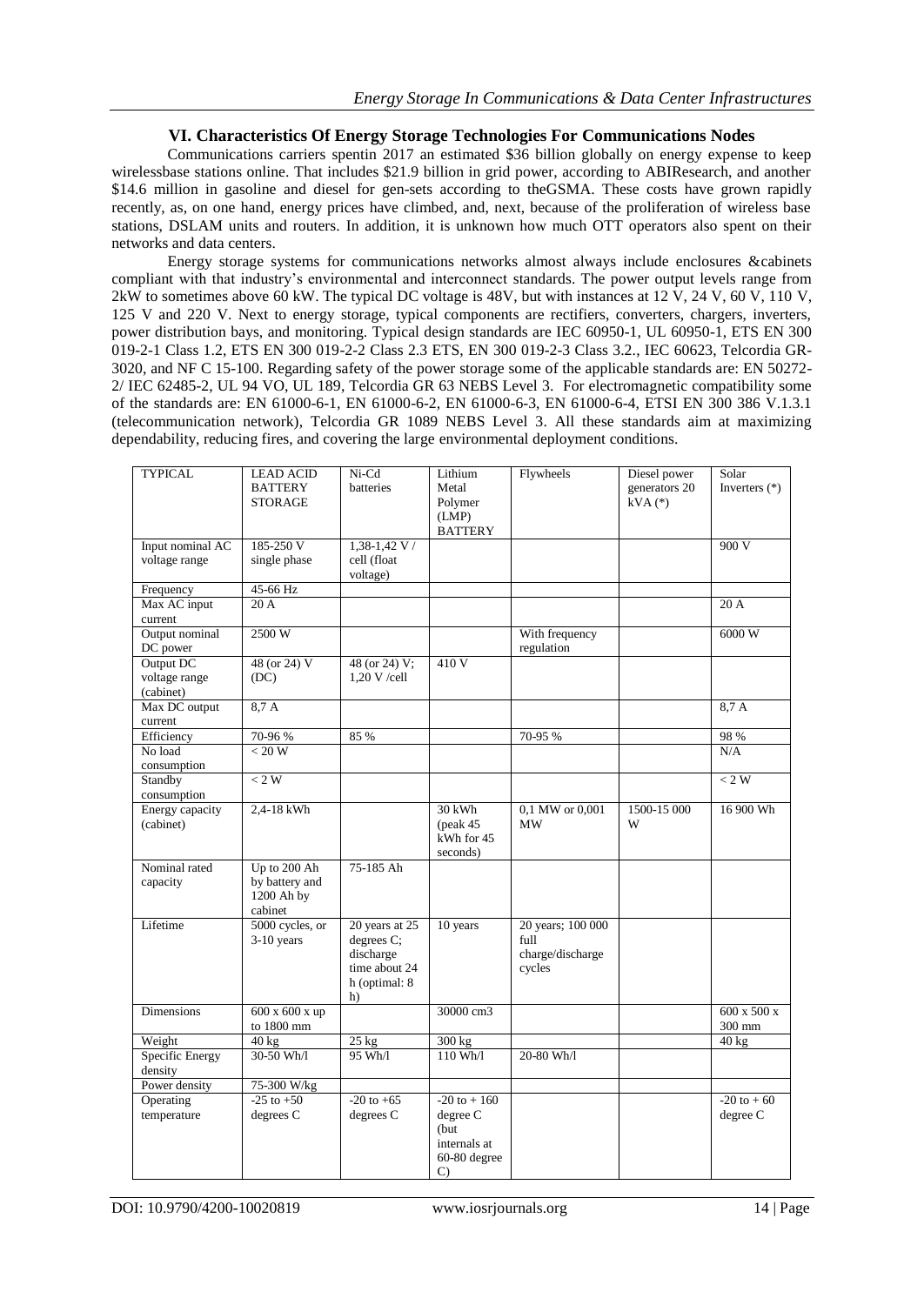## VI. Characteristics Of Energy Storage Technologies For Communications Nodes

Communications carriers spentin 2017 an estimated $36 billion globally on energy expense to keep wirelessbase stations online. That includes $21.9 billion in grid power, according to ABIResearch, and another $14.6 million in gasoline and diesel for gen-sets according to theGSMA. These costs have grown rapidly recently, as, on one hand, energy prices have climbed, and, next, because of the proliferation of wireless base stations, DSLAM units and routers. In addition, it is unknown how much OTT operators also spent on their networks and data centers.

Energy storage systems for communications networks almost always include enclosures &cabinets compliant with that industry's environmental and interconnect standards. The power output levels range from 2kW to sometimes above 60 kW. The typical DC voltage is 48V, but with instances at 12 V, 24 V, 60 V, 110 V, 125 V and 220 V. Next to energy storage, typical components are rectifiers, converters, chargers, inverters, power distribution bays, and monitoring. Typical design standards are IEC 60950-1, UL 60950-1, ETS EN 300 019-2-1 Class 1.2, ETS EN 300 019-2-2 Class 2.3 ETS, EN 300 019-2-3 Class 3.2., IEC 60623, Telcordia GR-3020, and NF C 15-100. Regarding safety of the power storage some of the applicable standards are: EN 50272-2/ IEC 62485-2, UL 94 VO, UL 189, Telcordia GR 63 NEBS Level 3. For electromagnetic compatibility some of the standards are: EN 61000-6-1, EN 61000-6-2, EN 61000-6-3, EN 61000-6-4, ETSI EN 300 386 V.1.3.1 (telecommunication network), Telcordia GR 1089 NEBS Level 3. All these standards aim at maximizing dependability, reducing fires, and covering the large environmental deployment conditions.

| TYPICAL | LEAD ACID BATTERY STORAGE | Ni-Cd batteries | Lithium Metal Polymer (LMP) BATTERY | Flywheels | Diesel power generators 20 kVA (*) | Solar Inverters (*) |
|---|---|---|---|---|---|---|
| Input nominal AC voltage range | 185-250 V single phase | 1,38-1,42 V / cell (float voltage) | | | | 900 V |
| Frequency | 45-66 Hz | | | | | |
| Max AC input current | 20 A | | | | | 20 A |
| Output nominal DC power | 2500 W | | | With frequency regulation | | 6000 W |
| Output DC voltage range (cabinet) | 48 (or 24) V (DC) | 48 (or 24) V; 1,20 V /cell | 410 V | | | |
| Max DC output current | 8,7 A | | | | | 8,7 A |
| Efficiency | 70-96 % | 85 % | | 70-95 % | | 98 % |
| No load consumption | < 20 W | | | | | N/A |
| Standby consumption | < 2 W | | | | | < 2 W |
| Energy capacity (cabinet) | 2,4-18 kWh | | 30 kWh (peak 45 kWh for 45 seconds) | 0,1 MW or 0,001 MW | 1500-15 000 W | 16 900 Wh |
| Nominal rated capacity | Up to 200 Ah by battery and 1200 Ah by cabinet | 75-185 Ah | | | | |
| Lifetime | 5000 cycles, or 3-10 years | 20 years at 25 degrees C; discharge time about 24 h (optimal: 8 h) | 10 years | 20 years; 100 000 full charge/discharge cycles | | |
| Dimensions | 600 x 600 x up to 1800 mm | | 30000 cm3 | | | 600 x 500 x 300 mm |
| Weight | 40 kg | 25 kg | 300 kg | | | 40 kg |
| Specific Energy density | 30-50 Wh/l | 95 Wh/l | 110 Wh/l | 20-80 Wh/l | | |
| Power density | 75-300 W/kg | | | | | |
| Operating temperature | -25 to +50 degrees C | -20 to +65 degrees C | -20 to + 160 degree C (but internals at 60-80 degree C) | | | -20 to + 60 degree C |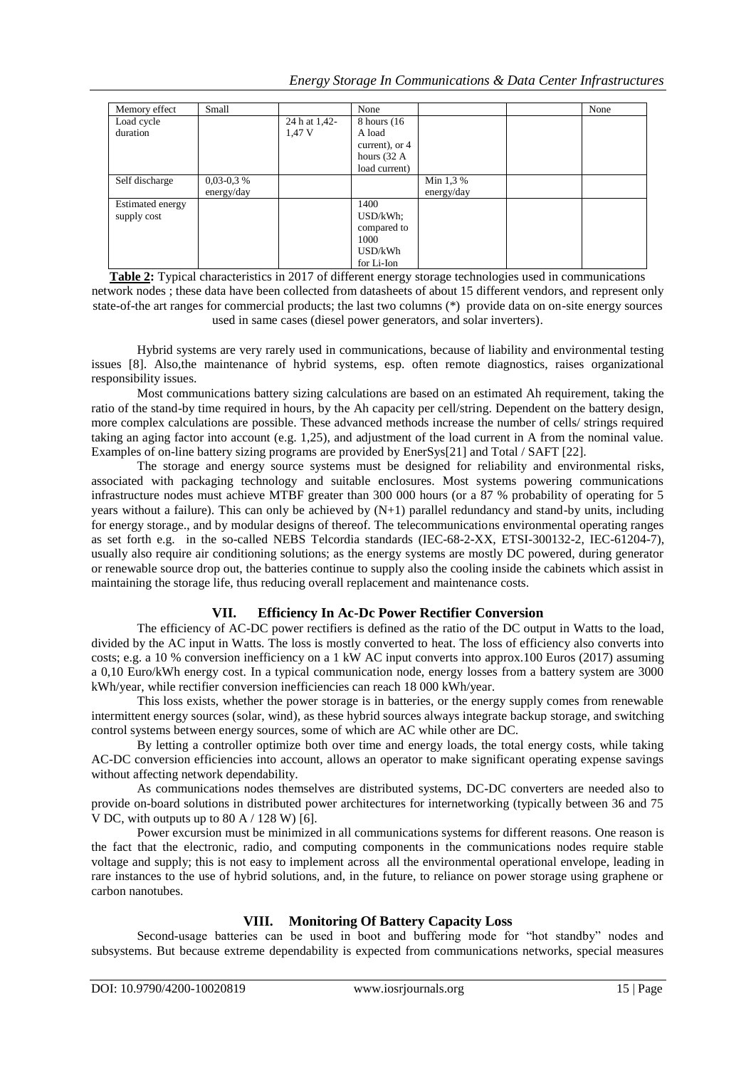| Memory effect | Small | | None | | | None |
|---|---|---|---|---|---|---|
| Load cycle duration | | 24 h at 1,42-1,47 V | 8 hours (16 A load current), or 4 hours (32 A load current) | | | |
| Self discharge | 0,03-0,3 % energy/day | | | Min 1,3 % energy/day | | |
| Estimated energy supply cost | | | 1400 USD/kWh; compared to 1000 USD/kWh for Li-Ion | | | |

**Table 2:** Typical characteristics in 2017 of different energy storage technologies used in communications network nodes ; these data have been collected from datasheets of about 15 different vendors, and represent only state-of-the art ranges for commercial products; the last two columns (*) provide data on on-site energy sources used in same cases (diesel power generators, and solar inverters).

Hybrid systems are very rarely used in communications, because of liability and environmental testing issues [8]. Also,the maintenance of hybrid systems, esp. often remote diagnostics, raises organizational responsibility issues.

Most communications battery sizing calculations are based on an estimated Ah requirement, taking the ratio of the stand-by time required in hours, by the Ah capacity per cell/string. Dependent on the battery design, more complex calculations are possible. These advanced methods increase the number of cells/ strings required taking an aging factor into account (e.g. 1,25), and adjustment of the load current in A from the nominal value. Examples of on-line battery sizing programs are provided by EnerSys[21] and Total / SAFT [22].

The storage and energy source systems must be designed for reliability and environmental risks, associated with packaging technology and suitable enclosures. Most systems powering communications infrastructure nodes must achieve MTBF greater than 300 000 hours (or a 87 % probability of operating for 5 years without a failure). This can only be achieved by (N+1) parallel redundancy and stand-by units, including for energy storage., and by modular designs of thereof. The telecommunications environmental operating ranges as set forth e.g. in the so-called NEBS Telcordia standards (IEC-68-2-XX, ETSI-300132-2, IEC-61204-7), usually also require air conditioning solutions; as the energy systems are mostly DC powered, during generator or renewable source drop out, the batteries continue to supply also the cooling inside the cabinets which assist in maintaining the storage life, thus reducing overall replacement and maintenance costs.

## VII. Efficiency In Ac-Dc Power Rectifier Conversion

The efficiency of AC-DC power rectifiers is defined as the ratio of the DC output in Watts to the load, divided by the AC input in Watts. The loss is mostly converted to heat. The loss of efficiency also converts into costs; e.g. a 10 % conversion inefficiency on a 1 kW AC input converts into approx.100 Euros (2017) assuming a 0,10 Euro/kWh energy cost. In a typical communication node, energy losses from a battery system are 3000 kWh/year, while rectifier conversion inefficiencies can reach 18 000 kWh/year.

This loss exists, whether the power storage is in batteries, or the energy supply comes from renewable intermittent energy sources (solar, wind), as these hybrid sources always integrate backup storage, and switching control systems between energy sources, some of which are AC while other are DC.

By letting a controller optimize both over time and energy loads, the total energy costs, while taking AC-DC conversion efficiencies into account, allows an operator to make significant operating expense savings without affecting network dependability.

As communications nodes themselves are distributed systems, DC-DC converters are needed also to provide on-board solutions in distributed power architectures for internetworking (typically between 36 and 75 V DC, with outputs up to 80 A / 128 W) [6].

Power excursion must be minimized in all communications systems for different reasons. One reason is the fact that the electronic, radio, and computing components in the communications nodes require stable voltage and supply; this is not easy to implement across all the environmental operational envelope, leading in rare instances to the use of hybrid solutions, and, in the future, to reliance on power storage using graphene or carbon nanotubes.

## VIII. Monitoring Of Battery Capacity Loss

Second-usage batteries can be used in boot and buffering mode for "hot standby" nodes and subsystems. But because extreme dependability is expected from communications networks, special measures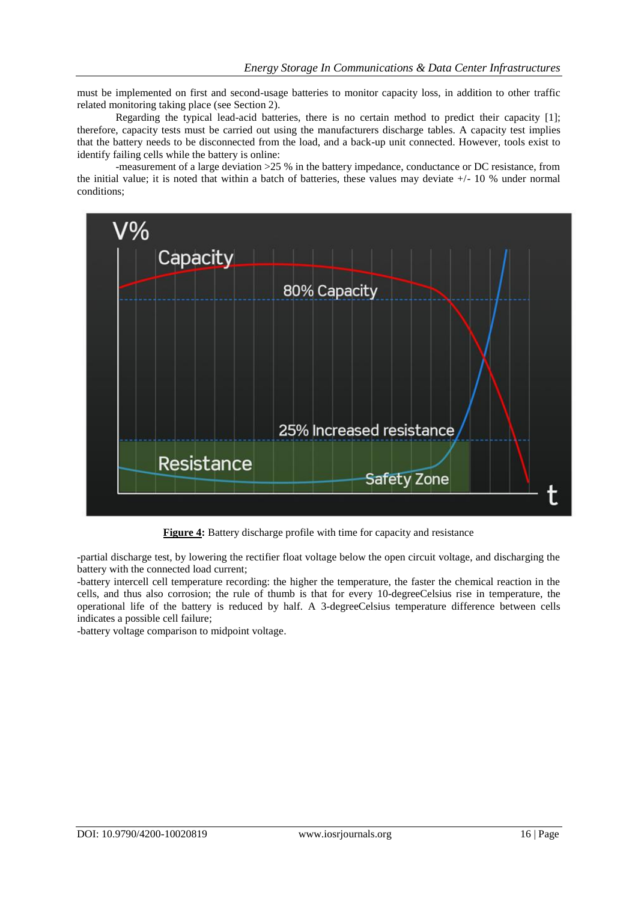must be implemented on first and second-usage batteries to monitor capacity loss, in addition to other traffic related monitoring taking place (see Section 2).

Regarding the typical lead-acid batteries, there is no certain method to predict their capacity [1]; therefore, capacity tests must be carried out using the manufacturers discharge tables. A capacity test implies that the battery needs to be disconnected from the load, and a back-up unit connected. However, tools exist to identify failing cells while the battery is online:

-measurement of a large deviation >25 % in the battery impedance, conductance or DC resistance, from the initial value; it is noted that within a batch of batteries, these values may deviate +/- 10 % under normal conditions;

**Figure 4:** Battery discharge profile with time for capacity and resistance

-partial discharge test, by lowering the rectifier float voltage below the open circuit voltage, and discharging the battery with the connected load current;

-battery intercell cell temperature recording: the higher the temperature, the faster the chemical reaction in the cells, and thus also corrosion; the rule of thumb is that for every 10-degreeCelsius rise in temperature, the operational life of the battery is reduced by half. A 3-degreeCelsius temperature difference between cells indicates a possible cell failure;

-battery voltage comparison to midpoint voltage.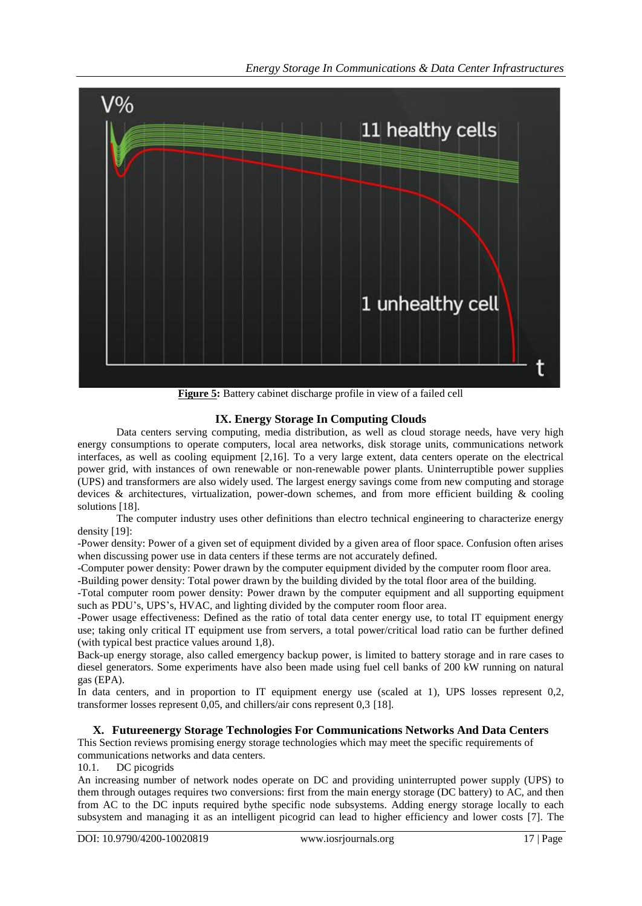**Figure 5:** Battery cabinet discharge profile in view of a failed cell

## IX. Energy Storage In Computing Clouds

Data centers serving computing, media distribution, as well as cloud storage needs, have very high energy consumptions to operate computers, local area networks, disk storage units, communications network interfaces, as well as cooling equipment [2,16]. To a very large extent, data centers operate on the electrical power grid, with instances of own renewable or non-renewable power plants. Uninterruptible power supplies (UPS) and transformers are also widely used. The largest energy savings come from new computing and storage devices & architectures, virtualization, power-down schemes, and from more efficient building & cooling solutions [18].

The computer industry uses other definitions than electro technical engineering to characterize energy density [19]:

-Power density: Power of a given set of equipment divided by a given area of floor space. Confusion often arises when discussing power use in data centers if these terms are not accurately defined.

-Computer power density: Power drawn by the computer equipment divided by the computer room floor area.

-Building power density: Total power drawn by the building divided by the total floor area of the building.

-Total computer room power density: Power drawn by the computer equipment and all supporting equipment such as PDU's, UPS's, HVAC, and lighting divided by the computer room floor area.

-Power usage effectiveness: Defined as the ratio of total data center energy use, to total IT equipment energy use; taking only critical IT equipment use from servers, a total power/critical load ratio can be further defined (with typical best practice values around 1,8).

Back-up energy storage, also called emergency backup power, is limited to battery storage and in rare cases to diesel generators. Some experiments have also been made using fuel cell banks of 200 kW running on natural gas (EPA).

In data centers, and in proportion to IT equipment energy use (scaled at 1), UPS losses represent 0,2, transformer losses represent 0,05, and chillers/air cons represent 0,3 [18].

## X. Futureenergy Storage Technologies For Communications Networks And Data Centers

This Section reviews promising energy storage technologies which may meet the specific requirements of communications networks and data centers.

### 10.1. DC picogrids

An increasing number of network nodes operate on DC and providing uninterrupted power supply (UPS) to them through outages requires two conversions: first from the main energy storage (DC battery) to AC, and then from AC to the DC inputs required bythe specific node subsystems. Adding energy storage locally to each subsystem and managing it as an intelligent picogrid can lead to higher efficiency and lower costs [7]. The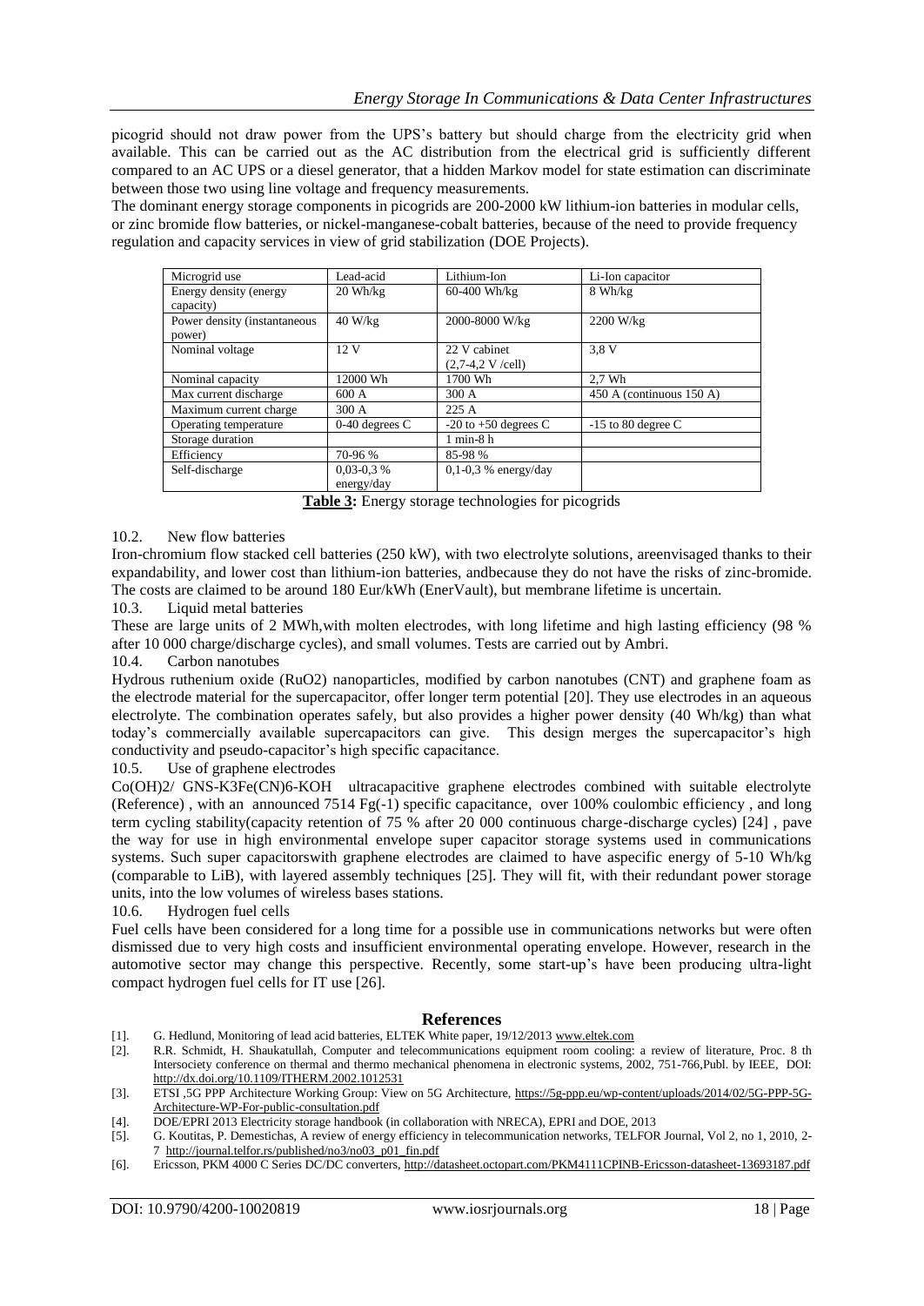picogrid should not draw power from the UPS's battery but should charge from the electricity grid when available. This can be carried out as the AC distribution from the electrical grid is sufficiently different compared to an AC UPS or a diesel generator, that a hidden Markov model for state estimation can discriminate between those two using line voltage and frequency measurements.

The dominant energy storage components in picogrids are 200-2000 kW lithium-ion batteries in modular cells, or zinc bromide flow batteries, or nickel-manganese-cobalt batteries, because of the need to provide frequency regulation and capacity services in view of grid stabilization (DOE Projects).

| Microgrid use | Lead-acid | Lithium-Ion | Li-Ion capacitor |
|---|---|---|---|
| Energy density (energy capacity) | 20 Wh/kg | 60-400 Wh/kg | 8 Wh/kg |
| Power density (instantaneous power) | 40 W/kg | 2000-8000 W/kg | 2200 W/kg |
| Nominal voltage | 12 V | 22 V cabinet (2,7-4,2 V /cell) | 3,8 V |
| Nominal capacity | 12000 Wh | 1700 Wh | 2,7 Wh |
| Max current discharge | 600 A | 300 A | 450 A (continuous 150 A) |
| Maximum current charge | 300 A | 225 A | |
| Operating temperature | 0-40 degrees C | -20 to +50 degrees C | -15 to 80 degree C |
| Storage duration | | 1 min-8 h | |
| Efficiency | 70-96 % | 85-98 % | |
| Self-discharge | 0,03-0,3 % energy/day | 0,1-0,3 % energy/day | |

**Table 3:** Energy storage technologies for picogrids

10.2. New flow batteries

Iron-chromium flow stacked cell batteries (250 kW), with two electrolyte solutions, areenvisaged thanks to their expandability, and lower cost than lithium-ion batteries, andbecause they do not have the risks of zinc-bromide. The costs are claimed to be around 180 Eur/kWh (EnerVault), but membrane lifetime is uncertain.

10.3. Liquid metal batteries

These are large units of 2 MWh,with molten electrodes, with long lifetime and high lasting efficiency (98 % after 10 000 charge/discharge cycles), and small volumes. Tests are carried out by Ambri.

10.4. Carbon nanotubes

Hydrous ruthenium oxide ($RuO_2$) nanoparticles, modified by carbon nanotubes (CNT) and graphene foam as the electrode material for the supercapacitor, offer longer term potential [20]. They use electrodes in an aqueous electrolyte. The combination operates safely, but also provides a higher power density (40 Wh/kg) than what today's commercially available supercapacitors can give. This design merges the supercapacitor's high conductivity and pseudo-capacitor's high specific capacitance.

10.5. Use of graphene electrodes

$Co(OH)_2$/ GNS-$K_3Fe(CN)_6$-KOH ultracapacitive graphene electrodes combined with suitable electrolyte (Reference) , with an announced 7514 $Fg^{(-1)}$ specific capacitance, over 100% coulombic efficiency , and long term cycling stability(capacity retention of 75 % after 20 000 continuous charge-discharge cycles) [24] , pave the way for use in high environmental envelope super capacitor storage systems used in communications systems. Such super capacitorswith graphene electrodes are claimed to have aspecific energy of 5-10 Wh/kg (comparable to LiB), with layered assembly techniques [25]. They will fit, with their redundant power storage units, into the low volumes of wireless bases stations.

10.6. Hydrogen fuel cells

Fuel cells have been considered for a long time for a possible use in communications networks but were often dismissed due to very high costs and insufficient environmental operating envelope. However, research in the automotive sector may change this perspective. Recently, some start-up's have been producing ultra-light compact hydrogen fuel cells for IT use [26].

## References

[1]. G. Hedlund, Monitoring of lead acid batteries, ELTEK White paper, 19/12/2013 www.eltek.com

[2]. R.R. Schmidt, H. Shaukatullah, Computer and telecommunications equipment room cooling: a review of literature, Proc. 8 th Intersociety conference on thermal and thermo mechanical phenomena in electronic systems, 2002, 751-766,Publ. by IEEE, DOI: http://dx.doi.org/10.1109/ITHERM.2002.1012531

[3]. ETSI ,5G PPP Architecture Working Group: View on 5G Architecture, https://5g-ppp.eu/wp-content/uploads/2014/02/5G-PPP-5G-Architecture-WP-For-public-consultation.pdf

[4]. DOE/EPRI 2013 Electricity storage handbook (in collaboration with NRECA), EPRI and DOE, 2013

[5]. G. Koutitas, P. Demestichas, A review of energy efficiency in telecommunication networks, TELFOR Journal, Vol 2, no 1, 2010, 2-7 http://journal.telfor.rs/published/no3/no03_p01_fin.pdf

[6]. Ericsson, PKM 4000 C Series DC/DC converters, http://datasheet.octopart.com/PKM4111CPINB-Ericsson-datasheet-13693187.pdf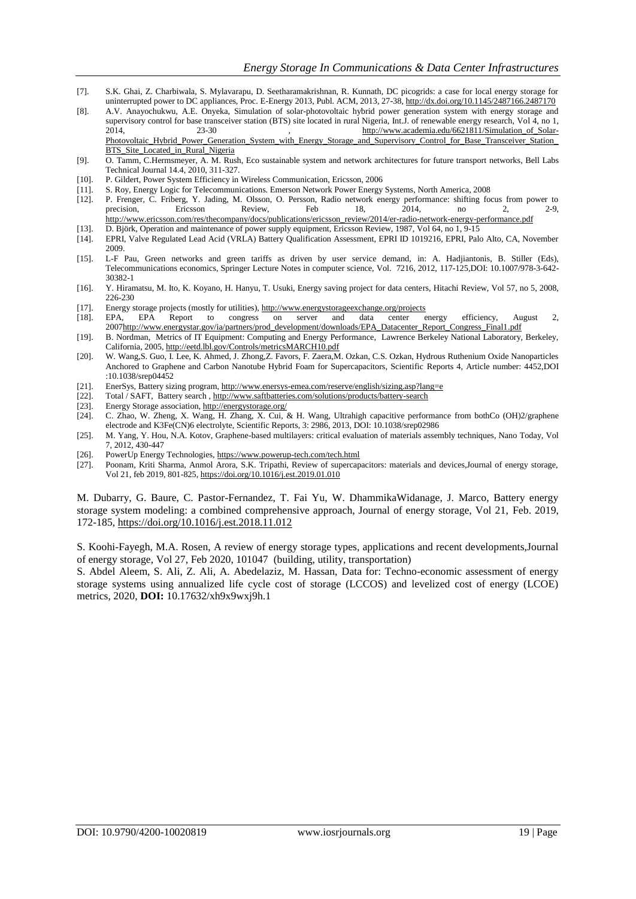[7]. S.K. Ghai, Z. Charbiwala, S. Mylavarapu, D. Seetharamakrishnan, R. Kunnath, DC picogrids: a case for local energy storage for uninterrupted power to DC appliances, Proc. E-Energy 2013, Publ. ACM, 2013, 27-38, http://dx.doi.org/10.1145/2487166.2487170

[8]. A.V. Anayochukwu, A.E. Onyeka, Simulation of solar-photovoltaic hybrid power generation system with energy storage and supervisory control for base transceiver station (BTS) site located in rural Nigeria, Int.J. of renewable energy research, Vol 4, no 1, 2014, 23-30 , http://www.academia.edu/6621811/Simulation_of_Solar-Photovoltaic_Hybrid_Power_Generation_System_with_Energy_Storage_and_Supervisory_Control_for_Base_Transceiver_Station_BTS_Site_Located_in_Rural_Nigeria

[9]. O. Tamm, C.Hermsmeyer, A. M. Rush, Eco sustainable system and network architectures for future transport networks, Bell Labs Technical Journal 14.4, 2010, 311-327.

[10]. P. Gildert, Power System Efficiency in Wireless Communication, Ericsson, 2006

[11]. S. Roy, Energy Logic for Telecommunications. Emerson Network Power Energy Systems, North America, 2008

[12]. P. Frenger, C. Friberg, Y. Jading, M. Olsson, O. Persson, Radio network energy performance: shifting focus from power to precision, Ericsson Review, Feb 18, 2014, no 2, 2-9, http://www.ericsson.com/res/thecompany/docs/publications/ericsson_review/2014/er-radio-network-energy-performance.pdf

[13]. D. Björk, Operation and maintenance of power supply equipment, Ericsson Review, 1987, Vol 64, no 1, 9-15

[14]. EPRI, Valve Regulated Lead Acid (VRLA) Battery Qualification Assessment, EPRI ID 1019216, EPRI, Palo Alto, CA, November 2009.

[15]. L-F Pau, Green networks and green tariffs as driven by user service demand, in: A. Hadjiantonis, B. Stiller (Eds), Telecommunications economics, Springer Lecture Notes in computer science, Vol. 7216, 2012, 117-125,DOI: 10.1007/978-3-642-30382-1

[16]. Y. Hiramatsu, M. Ito, K. Koyano, H. Hanyu, T. Usuki, Energy saving project for data centers, Hitachi Review, Vol 57, no 5, 2008, 226-230

[17]. Energy storage projects (mostly for utilities), http://www.energystorageexchange.org/projects

[18]. EPA, EPA Report to congress on server and data center energy efficiency, August 2, 2007http://www.energystar.gov/ia/partners/prod_development/downloads/EPA_Datacenter_Report_Congress_Final1.pdf

[19]. B. Nordman, Metrics of IT Equipment: Computing and Energy Performance, Lawrence Berkeley National Laboratory, Berkeley, California, 2005, http://eetd.lbl.gov/Controls/metricsMARCH10.pdf

[20]. W. Wang,S. Guo, I. Lee, K. Ahmed, J. Zhong,Z. Favors, F. Zaera,M. Ozkan, C.S. Ozkan, Hydrous Ruthenium Oxide Nanoparticles Anchored to Graphene and Carbon Nanotube Hybrid Foam for Supercapacitors, Scientific Reports 4, Article number: 4452,DOI :10.1038/srep04452

[21]. EnerSys, Battery sizing program, http://www.enersys-emea.com/reserve/english/sizing.asp?lang=e

[22]. Total / SAFT, Battery search , http://www.saftbatteries.com/solutions/products/battery-search

[23]. Energy Storage association, http://energystorage.org/

[24]. C. Zhao, W. Zheng, X. Wang, H. Zhang, X. Cui, & H. Wang, Ultrahigh capacitive performance from bothCo $(OH)_2$/graphene electrode and $K_3Fe(CN)_6$ electrolyte, Scientific Reports, 3: 2986, 2013, DOI: 10.1038/srep02986

[25]. M. Yang, Y. Hou, N.A. Kotov, Graphene-based multilayers: critical evaluation of materials assembly techniques, Nano Today, Vol 7, 2012, 430-447

[26]. PowerUp Energy Technologies, https://www.powerup-tech.com/tech.html

[27]. Poonam, Kriti Sharma, Anmol Arora, S.K. Tripathi, Review of supercapacitors: materials and devices,Journal of energy storage, Vol 21, feb 2019, 801-825, https://doi.org/10.1016/j.est.2019.01.010

M. Dubarry, G. Baure, C. Pastor-Fernandez, T. Fai Yu, W. DhammikaWidanage, J. Marco, Battery energy storage system modeling: a combined comprehensive approach, Journal of energy storage, Vol 21, Feb. 2019, 172-185, https://doi.org/10.1016/j.est.2018.11.012

S. Koohi-Fayegh, M.A. Rosen, A review of energy storage types, applications and recent developments,Journal of energy storage, Vol 27, Feb 2020, 101047 (building, utility, transportation)

S. Abdel Aleem, S. Ali, Z. Ali, A. Abedelaziz, M. Hassan, Data for: Techno-economic assessment of energy storage systems using annualized life cycle cost of storage (LCCOS) and levelized cost of energy (LCOE) metrics, 2020, **DOI:** 10.17632/xh9x9wxj9h.1